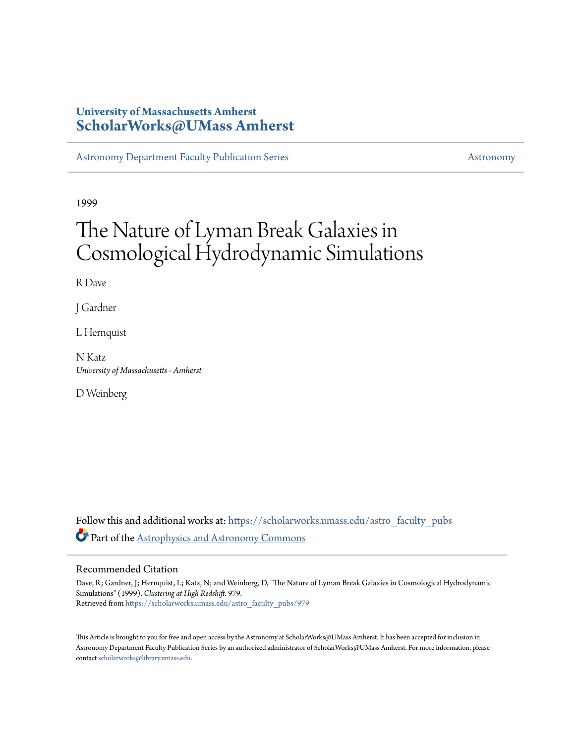University of Massachusetts Amherst
**ScholarWorks@UMass Amherst**

Astronomy Department Faculty Publication Series | Astronomy

1999

# The Nature of Lyman Break Galaxies in Cosmological Hydrodynamic Simulations

R Dave

J Gardner

L Hernquist

N Katz
*University of Massachusetts - Amherst*

D Weinberg

Follow this and additional works at: https://scholarworks.umass.edu/astro_faculty_pubs

Part of the Astrophysics and Astronomy Commons

## Recommended Citation

Dave, R; Gardner, J; Hernquist, L; Katz, N; and Weinberg, D, "The Nature of Lyman Break Galaxies in Cosmological Hydrodynamic Simulations" (1999). *Clustering at High Redshift*. 979.
Retrieved from https://scholarworks.umass.edu/astro_faculty_pubs/979

This Article is brought to you for free and open access by the Astronomy at ScholarWorks@UMass Amherst. It has been accepted for inclusion in Astronomy Department Faculty Publication Series by an authorized administrator of ScholarWorks@UMass Amherst. For more information, please contact scholarworks@library.umass.edu.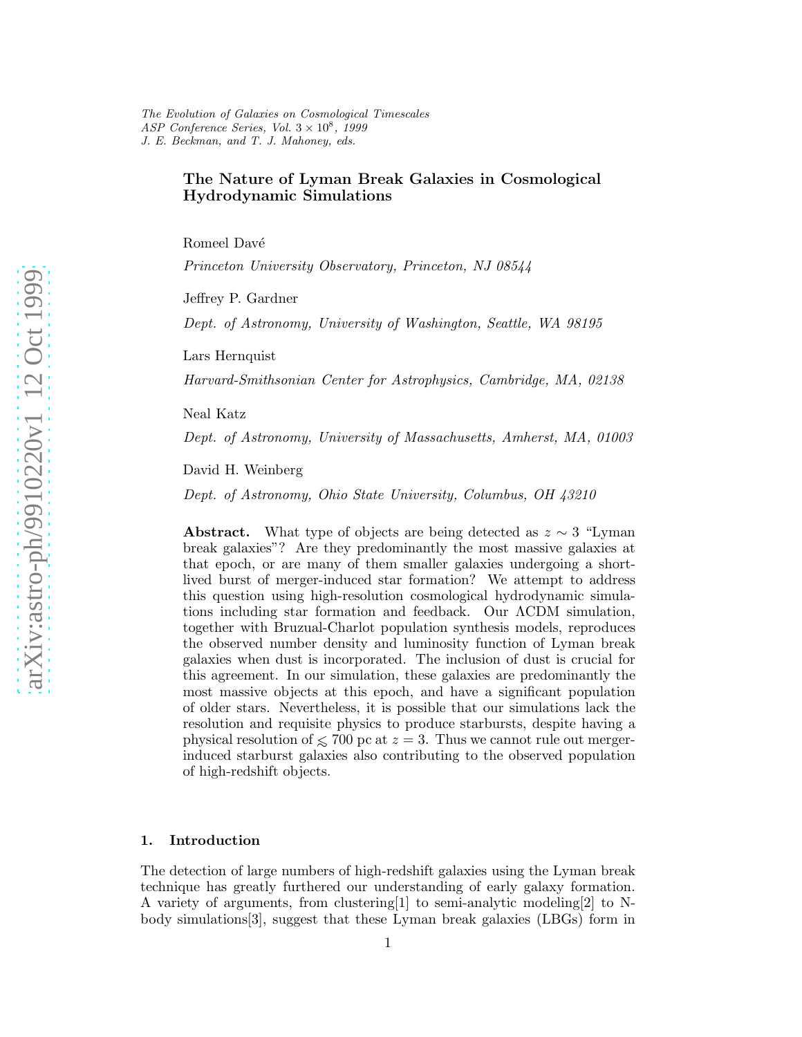*The Evolution of Galaxies on Cosmological Timescales*
*ASP Conference Series, Vol.* $3 \times 10^8$*, 1999*
*J. E. Beckman, and T. J. Mahoney, eds.*

# The Nature of Lyman Break Galaxies in Cosmological Hydrodynamic Simulations

Romeel Davé

*Princeton University Observatory, Princeton, NJ 08544*

Jeffrey P. Gardner

*Dept. of Astronomy, University of Washington, Seattle, WA 98195*

Lars Hernquist

*Harvard-Smithsonian Center for Astrophysics, Cambridge, MA, 02138*

Neal Katz

*Dept. of Astronomy, University of Massachusetts, Amherst, MA, 01003*

David H. Weinberg

*Dept. of Astronomy, Ohio State University, Columbus, OH 43210*

**Abstract.** What type of objects are being detected as $z \sim 3$ "Lyman break galaxies"? Are they predominantly the most massive galaxies at that epoch, or are many of them smaller galaxies undergoing a short-lived burst of merger-induced star formation? We attempt to address this question using high-resolution cosmological hydrodynamic simulations including star formation and feedback. Our ΛCDM simulation, together with Bruzual-Charlot population synthesis models, reproduces the observed number density and luminosity function of Lyman break galaxies when dust is incorporated. The inclusion of dust is crucial for this agreement. In our simulation, these galaxies are predominantly the most massive objects at this epoch, and have a significant population of older stars. Nevertheless, it is possible that our simulations lack the resolution and requisite physics to produce starbursts, despite having a physical resolution of $\lesssim 700$ pc at $z = 3$. Thus we cannot rule out merger-induced starburst galaxies also contributing to the observed population of high-redshift objects.

## 1. Introduction

The detection of large numbers of high-redshift galaxies using the Lyman break technique has greatly furthered our understanding of early galaxy formation. A variety of arguments, from clustering[1] to semi-analytic modeling[2] to N-body simulations[3], suggest that these Lyman break galaxies (LBGs) form in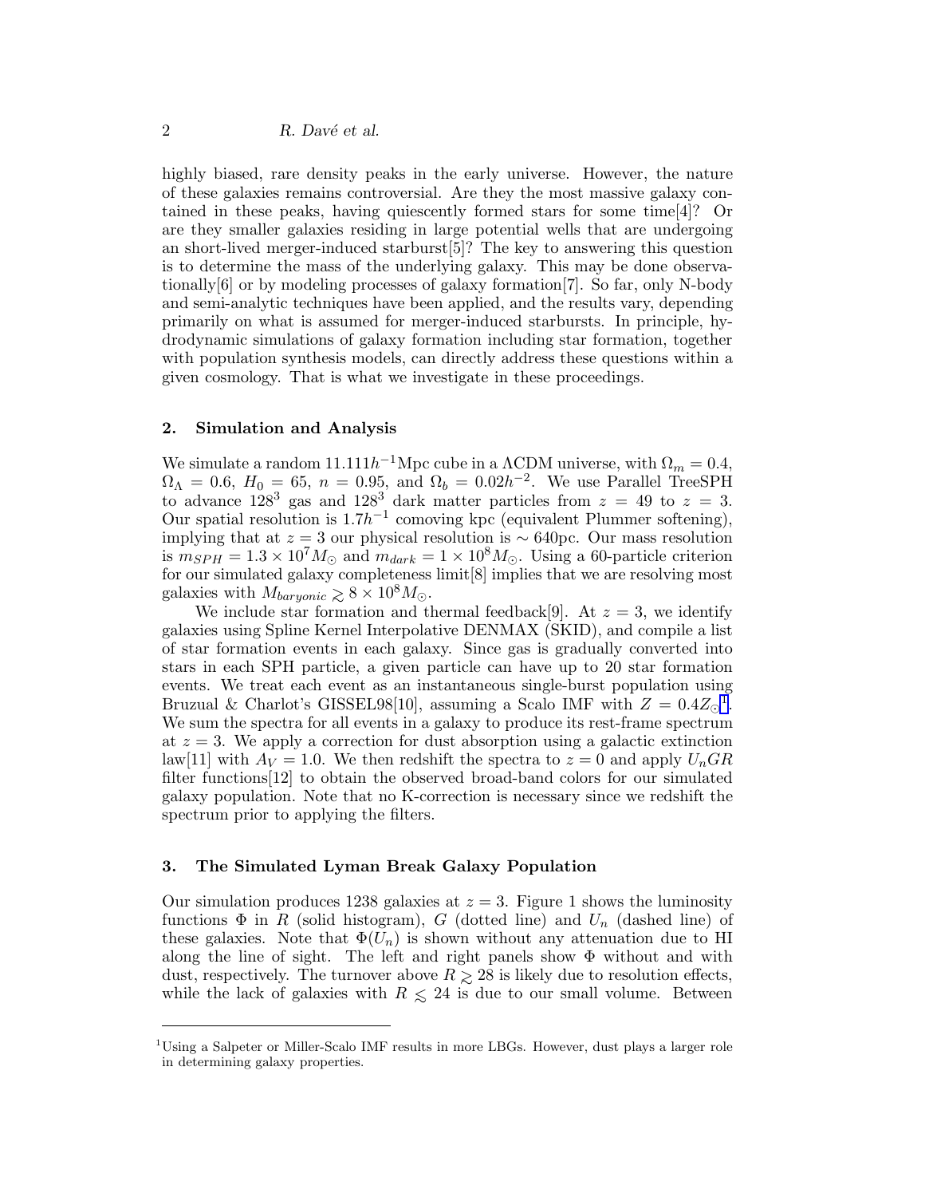highly biased, rare density peaks in the early universe. However, the nature of these galaxies remains controversial. Are they the most massive galaxy contained in these peaks, having quiescently formed stars for some time[4]? Or are they smaller galaxies residing in large potential wells that are undergoing an short-lived merger-induced starburst[5]? The key to answering this question is to determine the mass of the underlying galaxy. This may be done observationally[6] or by modeling processes of galaxy formation[7]. So far, only N-body and semi-analytic techniques have been applied, and the results vary, depending primarily on what is assumed for merger-induced starbursts. In principle, hydrodynamic simulations of galaxy formation including star formation, together with population synthesis models, can directly address these questions within a given cosmology. That is what we investigate in these proceedings.

## 2. Simulation and Analysis

We simulate a random $11.111h^{-1}$Mpc cube in a $\Lambda$CDM universe, with $\Omega_m = 0.4$, $\Omega_\Lambda = 0.6$, $H_0 = 65$, $n = 0.95$, and $\Omega_b = 0.02h^{-2}$. We use Parallel TreeSPH to advance $128^3$ gas and $128^3$ dark matter particles from $z = 49$ to $z = 3$. Our spatial resolution is $1.7h^{-1}$ comoving kpc (equivalent Plummer softening), implying that at $z = 3$ our physical resolution is $\sim 640$pc. Our mass resolution is $m_{SPH} = 1.3 \times 10^7 M_\odot$ and $m_{dark} = 1 \times 10^8 M_\odot$. Using a 60-particle criterion for our simulated galaxy completeness limit[8] implies that we are resolving most galaxies with $M_{baryonic} \gtrsim 8 \times 10^8 M_\odot$.

We include star formation and thermal feedback[9]. At $z = 3$, we identify galaxies using Spline Kernel Interpolative DENMAX (SKID), and compile a list of star formation events in each galaxy. Since gas is gradually converted into stars in each SPH particle, a given particle can have up to 20 star formation events. We treat each event as an instantaneous single-burst population using Bruzual & Charlot's GISSEL98[10], assuming a Scalo IMF with $Z = 0.4Z_\odot$[1]. We sum the spectra for all events in a galaxy to produce its rest-frame spectrum at $z = 3$. We apply a correction for dust absorption using a galactic extinction law[11] with $A_V = 1.0$. We then redshift the spectra to $z = 0$ and apply $U_nGR$ filter functions[12] to obtain the observed broad-band colors for our simulated galaxy population. Note that no K-correction is necessary since we redshift the spectrum prior to applying the filters.

## 3. The Simulated Lyman Break Galaxy Population

Our simulation produces 1238 galaxies at $z = 3$. Figure 1 shows the luminosity functions $\Phi$ in $R$ (solid histogram), $G$ (dotted line) and $U_n$ (dashed line) of these galaxies. Note that $\Phi(U_n)$ is shown without any attenuation due to HI along the line of sight. The left and right panels show $\Phi$ without and with dust, respectively. The turnover above $R \gtrsim 28$ is likely due to resolution effects, while the lack of galaxies with $R \lesssim 24$ is due to our small volume. Between

---

[1] Using a Salpeter or Miller-Scalo IMF results in more LBGs. However, dust plays a larger role in determining galaxy properties.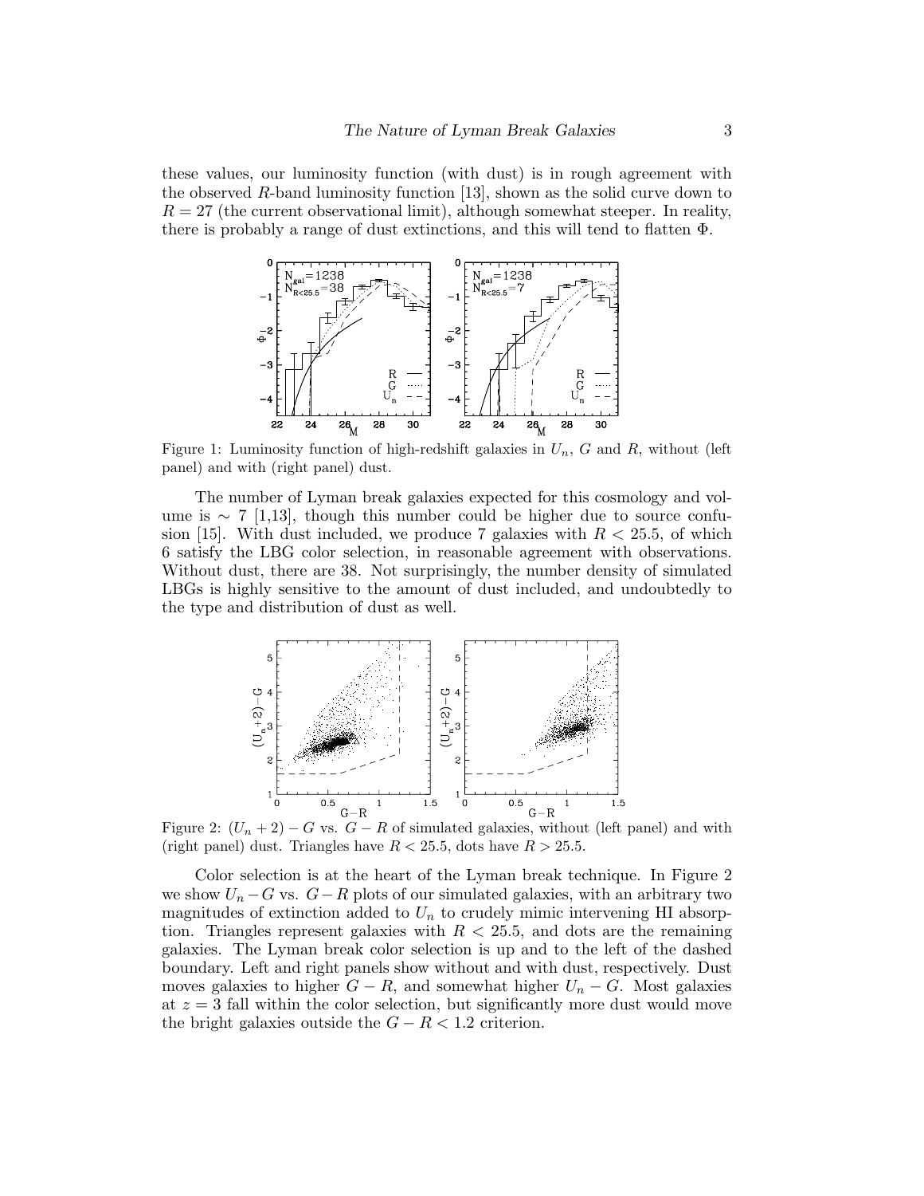these values, our luminosity function (with dust) is in rough agreement with the observed $R$-band luminosity function [13], shown as the solid curve down to $R = 27$ (the current observational limit), although somewhat steeper. In reality, there is probably a range of dust extinctions, and this will tend to flatten $\Phi$.

Figure 1: Luminosity function of high-redshift galaxies in $U_n$, $G$ and $R$, without (left panel) and with (right panel) dust.

The number of Lyman break galaxies expected for this cosmology and volume is $\sim 7$ [1,13], though this number could be higher due to source confusion [15]. With dust included, we produce 7 galaxies with $R < 25.5$, of which 6 satisfy the LBG color selection, in reasonable agreement with observations. Without dust, there are 38. Not surprisingly, the number density of simulated LBGs is highly sensitive to the amount of dust included, and undoubtedly to the type and distribution of dust as well.

Figure 2: $(U_n + 2) - G$ vs. $G - R$ of simulated galaxies, without (left panel) and with (right panel) dust. Triangles have $R < 25.5$, dots have $R > 25.5$.

Color selection is at the heart of the Lyman break technique. In Figure 2 we show $U_n - G$ vs. $G - R$ plots of our simulated galaxies, with an arbitrary two magnitudes of extinction added to $U_n$ to crudely mimic intervening HI absorption. Triangles represent galaxies with $R < 25.5$, and dots are the remaining galaxies. The Lyman break color selection is up and to the left of the dashed boundary. Left and right panels show without and with dust, respectively. Dust moves galaxies to higher $G - R$, and somewhat higher $U_n - G$. Most galaxies at $z = 3$ fall within the color selection, but significantly more dust would move the bright galaxies outside the $G - R < 1.2$ criterion.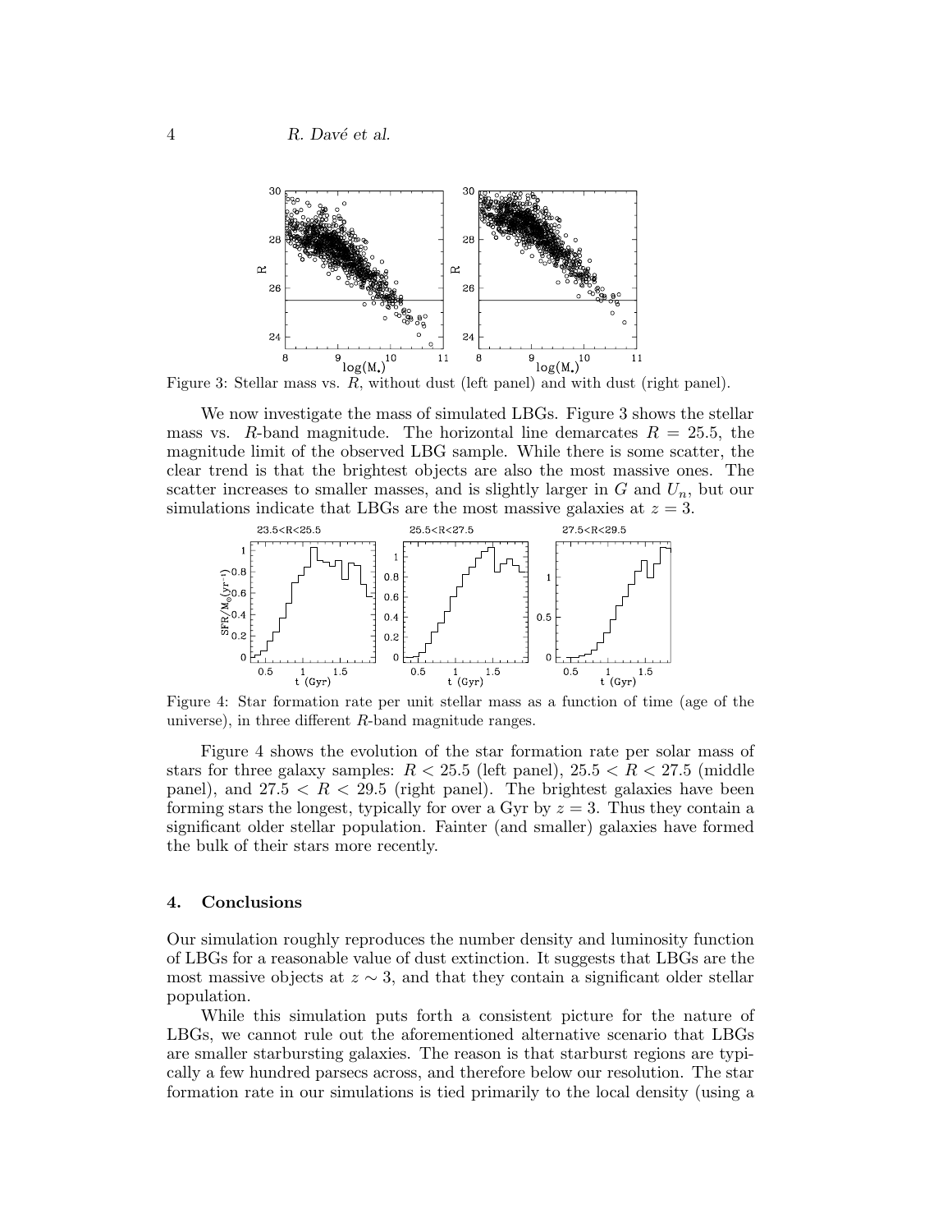Figure 3: Stellar mass vs. $R$, without dust (left panel) and with dust (right panel).

We now investigate the mass of simulated LBGs. Figure 3 shows the stellar mass vs. $R$-band magnitude. The horizontal line demarcates $R = 25.5$, the magnitude limit of the observed LBG sample. While there is some scatter, the clear trend is that the brightest objects are also the most massive ones. The scatter increases to smaller masses, and is slightly larger in $G$ and $U_n$, but our simulations indicate that LBGs are the most massive galaxies at $z = 3$.

Figure 4: Star formation rate per unit stellar mass as a function of time (age of the universe), in three different $R$-band magnitude ranges.

Figure 4 shows the evolution of the star formation rate per solar mass of stars for three galaxy samples: $R < 25.5$ (left panel), $25.5 < R < 27.5$ (middle panel), and $27.5 < R < 29.5$ (right panel). The brightest galaxies have been forming stars the longest, typically for over a Gyr by $z = 3$. Thus they contain a significant older stellar population. Fainter (and smaller) galaxies have formed the bulk of their stars more recently.

## 4. Conclusions

Our simulation roughly reproduces the number density and luminosity function of LBGs for a reasonable value of dust extinction. It suggests that LBGs are the most massive objects at $z \sim 3$, and that they contain a significant older stellar population.

While this simulation puts forth a consistent picture for the nature of LBGs, we cannot rule out the aforementioned alternative scenario that LBGs are smaller starbursting galaxies. The reason is that starburst regions are typically a few hundred parsecs across, and therefore below our resolution. The star formation rate in our simulations is tied primarily to the local density (using a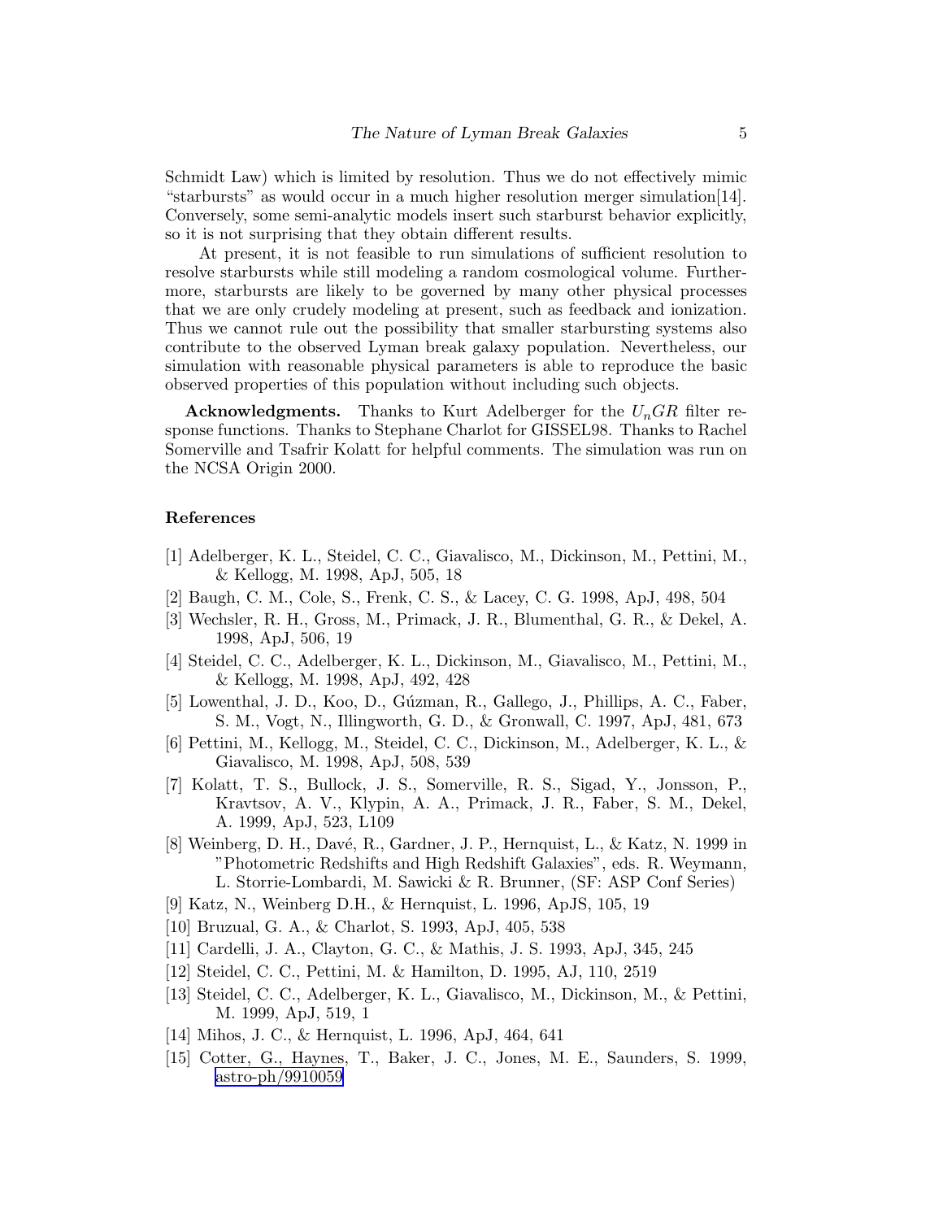Schmidt Law) which is limited by resolution. Thus we do not effectively mimic "starbursts" as would occur in a much higher resolution merger simulation[14]. Conversely, some semi-analytic models insert such starburst behavior explicitly, so it is not surprising that they obtain different results.

At present, it is not feasible to run simulations of sufficient resolution to resolve starbursts while still modeling a random cosmological volume. Furthermore, starbursts are likely to be governed by many other physical processes that we are only crudely modeling at present, such as feedback and ionization. Thus we cannot rule out the possibility that smaller starbursting systems also contribute to the observed Lyman break galaxy population. Nevertheless, our simulation with reasonable physical parameters is able to reproduce the basic observed properties of this population without including such objects.

**Acknowledgments.** Thanks to Kurt Adelberger for the $U_nGR$ filter response functions. Thanks to Stephane Charlot for GISSEL98. Thanks to Rachel Somerville and Tsafrir Kolatt for helpful comments. The simulation was run on the NCSA Origin 2000.

### References

[1] Adelberger, K. L., Steidel, C. C., Giavalisco, M., Dickinson, M., Pettini, M., & Kellogg, M. 1998, ApJ, 505, 18

[2] Baugh, C. M., Cole, S., Frenk, C. S., & Lacey, C. G. 1998, ApJ, 498, 504

[3] Wechsler, R. H., Gross, M., Primack, J. R., Blumenthal, G. R., & Dekel, A. 1998, ApJ, 506, 19

[4] Steidel, C. C., Adelberger, K. L., Dickinson, M., Giavalisco, M., Pettini, M., & Kellogg, M. 1998, ApJ, 492, 428

[5] Lowenthal, J. D., Koo, D., Gúzman, R., Gallego, J., Phillips, A. C., Faber, S. M., Vogt, N., Illingworth, G. D., & Gronwall, C. 1997, ApJ, 481, 673

[6] Pettini, M., Kellogg, M., Steidel, C. C., Dickinson, M., Adelberger, K. L., & Giavalisco, M. 1998, ApJ, 508, 539

[7] Kolatt, T. S., Bullock, J. S., Somerville, R. S., Sigad, Y., Jonsson, P., Kravtsov, A. V., Klypin, A. A., Primack, J. R., Faber, S. M., Dekel, A. 1999, ApJ, 523, L109

[8] Weinberg, D. H., Davé, R., Gardner, J. P., Hernquist, L., & Katz, N. 1999 in "Photometric Redshifts and High Redshift Galaxies", eds. R. Weymann, L. Storrie-Lombardi, M. Sawicki & R. Brunner, (SF: ASP Conf Series)

[9] Katz, N., Weinberg D.H., & Hernquist, L. 1996, ApJS, 105, 19

[10] Bruzual, G. A., & Charlot, S. 1993, ApJ, 405, 538

[11] Cardelli, J. A., Clayton, G. C., & Mathis, J. S. 1993, ApJ, 345, 245

[12] Steidel, C. C., Pettini, M. & Hamilton, D. 1995, AJ, 110, 2519

[13] Steidel, C. C., Adelberger, K. L., Giavalisco, M., Dickinson, M., & Pettini, M. 1999, ApJ, 519, 1

[14] Mihos, J. C., & Hernquist, L. 1996, ApJ, 464, 641

[15] Cotter, G., Haynes, T., Baker, J. C., Jones, M. E., Saunders, S. 1999, astro-ph/9910059